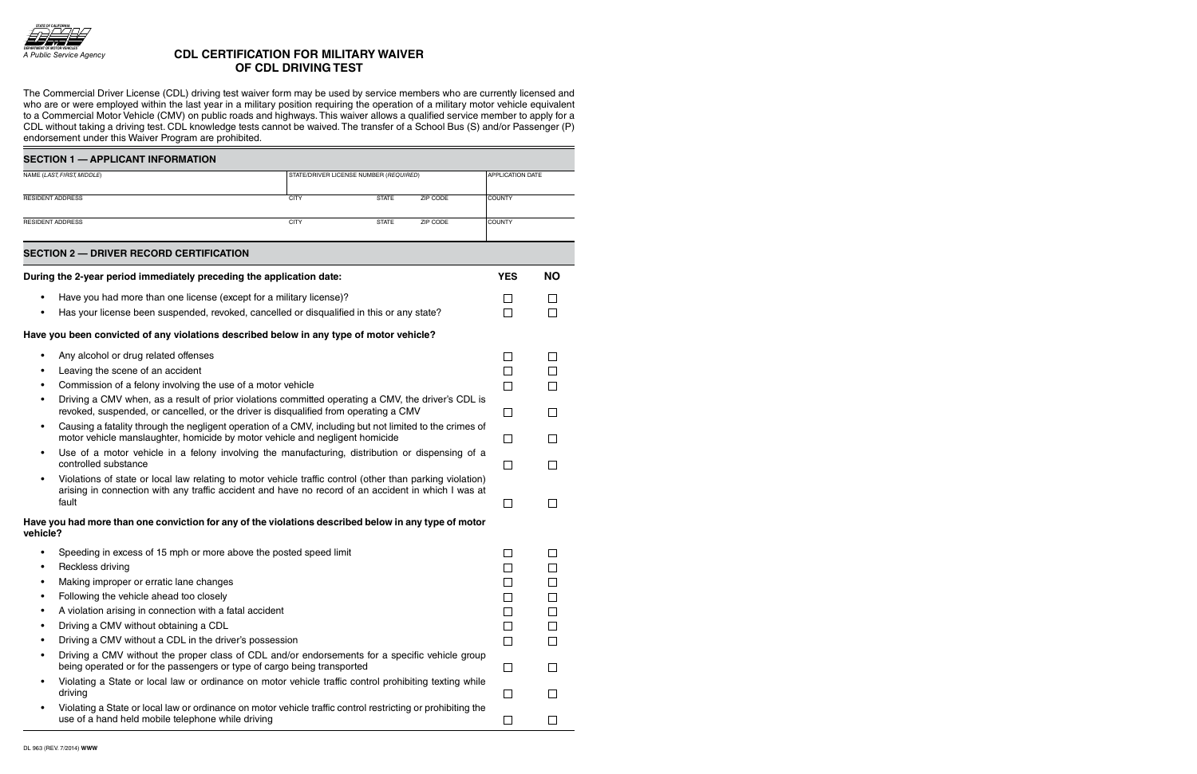STATE OF CALIFORNIA
DEPARTMENT OF MOTOR VEHICLES
*A Public Service Agency*

# CDL CERTIFICATION FOR MILITARY WAIVER OF CDL DRIVING TEST

The Commercial Driver License (CDL) driving test waiver form may be used by service members who are currently licensed and who are or were employed within the last year in a military position requiring the operation of a military motor vehicle equivalent to a Commercial Motor Vehicle (CMV) on public roads and highways. This waiver allows a qualified service member to apply for a CDL without taking a driving test. CDL knowledge tests cannot be waived. The transfer of a School Bus (S) and/or Passenger (P) endorsement under this Waiver Program are prohibited.

## SECTION 1 — APPLICANT INFORMATION

| NAME (*LAST, FIRST, MIDDLE*) | STATE/DRIVER LICENSE NUMBER (*REQUIRED*) | | | APPLICATION DATE |
|---|---|---|---|---|
| | | | | |
| RESIDENT ADDRESS | CITY | STATE | ZIP CODE | COUNTY |
| | | | | |
| RESIDENT ADDRESS | CITY | STATE | ZIP CODE | COUNTY |
| | | | | |

## SECTION 2 — DRIVER RECORD CERTIFICATION

| During the 2-year period immediately preceding the application date: | YES | NO |
|---|---|---|
| • Have you had more than one license (except for a military license)? | ☐ | ☐ |
| • Has your license been suspended, revoked, cancelled or disqualified in this or any state? | ☐ | ☐ |
| **Have you been convicted of any violations described below in any type of motor vehicle?** | | |
| • Any alcohol or drug related offenses | ☐ | ☐ |
| • Leaving the scene of an accident | ☐ | ☐ |
| • Commission of a felony involving the use of a motor vehicle | ☐ | ☐ |
| • Driving a CMV when, as a result of prior violations committed operating a CMV, the driver's CDL is revoked, suspended, or cancelled, or the driver is disqualified from operating a CMV | ☐ | ☐ |
| • Causing a fatality through the negligent operation of a CMV, including but not limited to the crimes of motor vehicle manslaughter, homicide by motor vehicle and negligent homicide | ☐ | ☐ |
| • Use of a motor vehicle in a felony involving the manufacturing, distribution or dispensing of a controlled substance | ☐ | ☐ |
| • Violations of state or local law relating to motor vehicle traffic control (other than parking violation) arising in connection with any traffic accident and have no record of an accident in which I was at fault | ☐ | ☐ |
| **Have you had more than one conviction for any of the violations described below in any type of motor vehicle?** | | |
| • Speeding in excess of 15 mph or more above the posted speed limit | ☐ | ☐ |
| • Reckless driving | ☐ | ☐ |
| • Making improper or erratic lane changes | ☐ | ☐ |
| • Following the vehicle ahead too closely | ☐ | ☐ |
| • A violation arising in connection with a fatal accident | ☐ | ☐ |
| • Driving a CMV without obtaining a CDL | ☐ | ☐ |
| • Driving a CMV without a CDL in the driver's possession | ☐ | ☐ |
| • Driving a CMV without the proper class of CDL and/or endorsements for a specific vehicle group being operated or for the passengers or type of cargo being transported | ☐ | ☐ |
| • Violating a State or local law or ordinance on motor vehicle traffic control prohibiting texting while driving | ☐ | ☐ |
| • Violating a State or local law or ordinance on motor vehicle traffic control restricting or prohibiting the use of a hand held mobile telephone while driving | ☐ | ☐ |

DL 963 (REV. 7/2014) **WWW**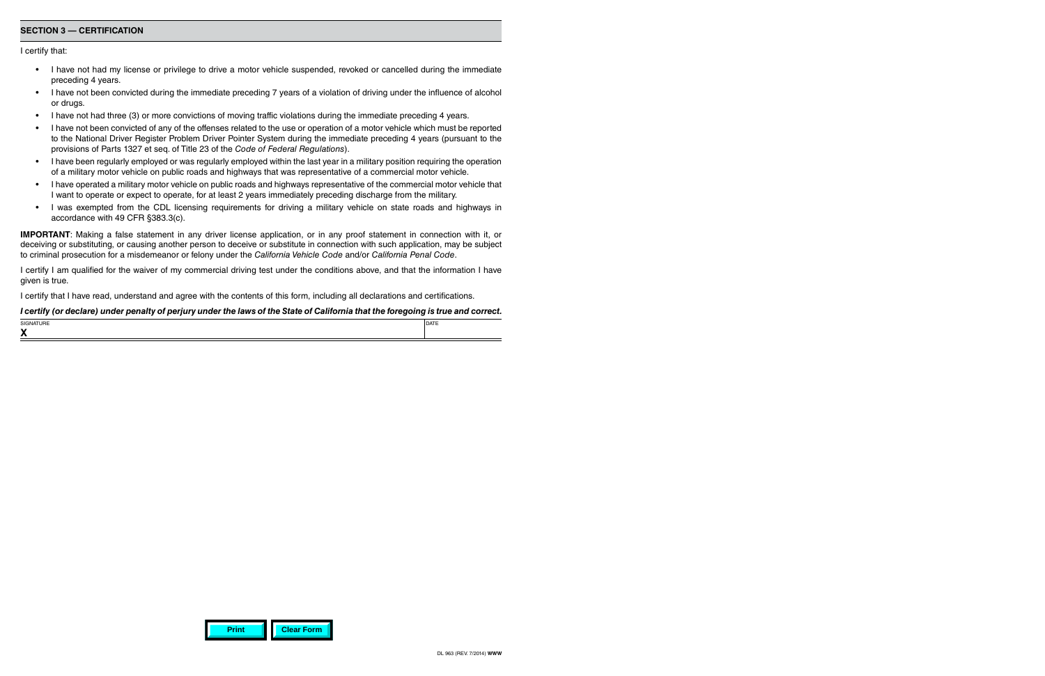## SECTION 3 — CERTIFICATION

I certify that:

- I have not had my license or privilege to drive a motor vehicle suspended, revoked or cancelled during the immediate preceding 4 years.
- I have not been convicted during the immediate preceding 7 years of a violation of driving under the influence of alcohol or drugs.
- I have not had three (3) or more convictions of moving traffic violations during the immediate preceding 4 years.
- I have not been convicted of any of the offenses related to the use or operation of a motor vehicle which must be reported to the National Driver Register Problem Driver Pointer System during the immediate preceding 4 years (pursuant to the provisions of Parts 1327 et seq. of Title 23 of the *Code of Federal Regulations*).
- I have been regularly employed or was regularly employed within the last year in a military position requiring the operation of a military motor vehicle on public roads and highways that was representative of a commercial motor vehicle.
- I have operated a military motor vehicle on public roads and highways representative of the commercial motor vehicle that I want to operate or expect to operate, for at least 2 years immediately preceding discharge from the military.
- I was exempted from the CDL licensing requirements for driving a military vehicle on state roads and highways in accordance with 49 CFR §383.3(c).

**IMPORTANT**: Making a false statement in any driver license application, or in any proof statement in connection with it, or deceiving or substituting, or causing another person to deceive or substitute in connection with such application, may be subject to criminal prosecution for a misdemeanor or felony under the *California Vehicle Code* and/or *California Penal Code*.

I certify I am qualified for the waiver of my commercial driving test under the conditions above, and that the information I have given is true.

I certify that I have read, understand and agree with the contents of this form, including all declarations and certifications.

***I certify (or declare) under penalty of perjury under the laws of the State of California that the foregoing is true and correct.***

| SIGNATURE | DATE |
| --- | --- |
| X | |

DL 963 (REV. 7/2014) **WWW**